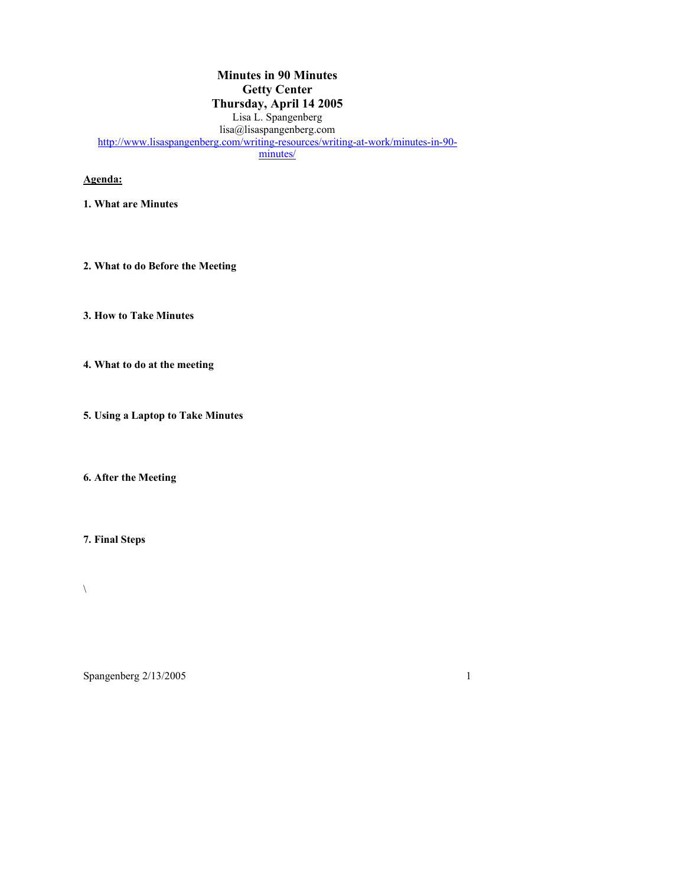# Minutes in 90 Minutes
## Getty Center
## Thursday, April 14 2005

Lisa L. Spangenberg
lisa@lisaspangenberg.com
http://www.lisaspangenberg.com/writing-resources/writing-at-work/minutes-in-90-minutes/

**Agenda:**

**1. What are Minutes**

**2. What to do Before the Meeting**

**3. How to Take Minutes**

**4. What to do at the meeting**

**5. Using a Laptop to Take Minutes**

**6. After the Meeting**

**7. Final Steps**

\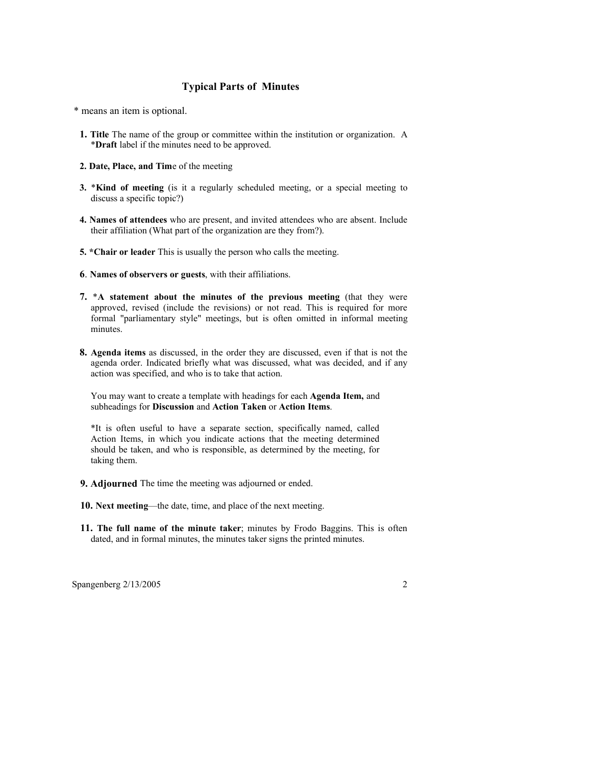## Typical Parts of Minutes

* means an item is optional.

1. **Title** The name of the group or committee within the institution or organization. A ***Draft** label if the minutes need to be approved.

2. **Date, Place, and Tim**e of the meeting

3. ***Kind of meeting** (is it a regularly scheduled meeting, or a special meeting to discuss a specific topic?)

4. **Names of attendees** who are present, and invited attendees who are absent. Include their affiliation (What part of the organization are they from?).

5. ***Chair or leader** This is usually the person who calls the meeting.

6. **Names of observers or guests**, with their affiliations.

7. ***A statement about the minutes of the previous meeting** (that they were approved, revised (include the revisions) or not read. This is required for more formal "parliamentary style" meetings, but is often omitted in informal meeting minutes.

8. **Agenda items** as discussed, in the order they are discussed, even if that is not the agenda order. Indicated briefly what was discussed, what was decided, and if any action was specified, and who is to take that action.

   You may want to create a template with headings for each **Agenda Item,** and subheadings for **Discussion** and **Action Taken** or **Action Items**.

   *It is often useful to have a separate section, specifically named, called Action Items, in which you indicate actions that the meeting determined should be taken, and who is responsible, as determined by the meeting, for taking them.

9. **Adjourned** The time the meeting was adjourned or ended.

10. **Next meeting**—the date, time, and place of the next meeting.

11. **The full name of the minute taker**; minutes by Frodo Baggins. This is often dated, and in formal minutes, the minutes taker signs the printed minutes.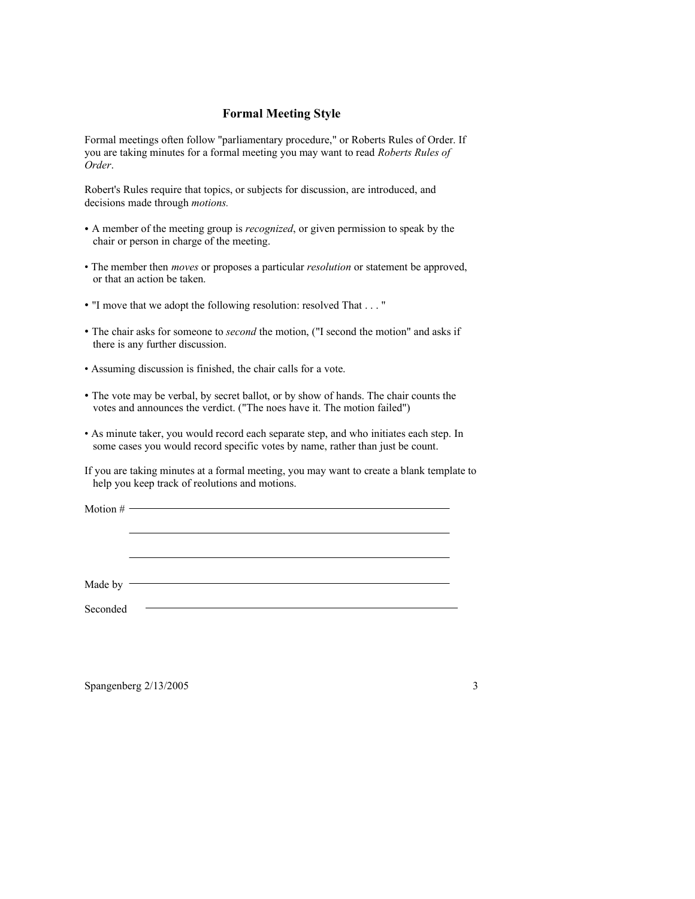## Formal Meeting Style

Formal meetings often follow "parliamentary procedure," or Roberts Rules of Order. If you are taking minutes for a formal meeting you may want to read *Roberts Rules of Order*.

Robert's Rules require that topics, or subjects for discussion, are introduced, and decisions made through *motions.*

- A member of the meeting group is *recognized*, or given permission to speak by the chair or person in charge of the meeting.
- The member then *moves* or proposes a particular *resolution* or statement be approved, or that an action be taken.
- "I move that we adopt the following resolution: resolved That . . . "
- The chair asks for someone to *second* the motion, ("I second the motion" and asks if there is any further discussion.
- Assuming discussion is finished, the chair calls for a vote.
- The vote may be verbal, by secret ballot, or by show of hands. The chair counts the votes and announces the verdict. ("The noes have it. The motion failed")
- As minute taker, you would record each separate step, and who initiates each step. In some cases you would record specific votes by name, rather than just be count.

If you are taking minutes at a formal meeting, you may want to create a blank template to help you keep track of reolutions and motions.

Motion # ____________________________________________

____________________________________________

____________________________________________

Made by ____________________________________________

Seconded ____________________________________________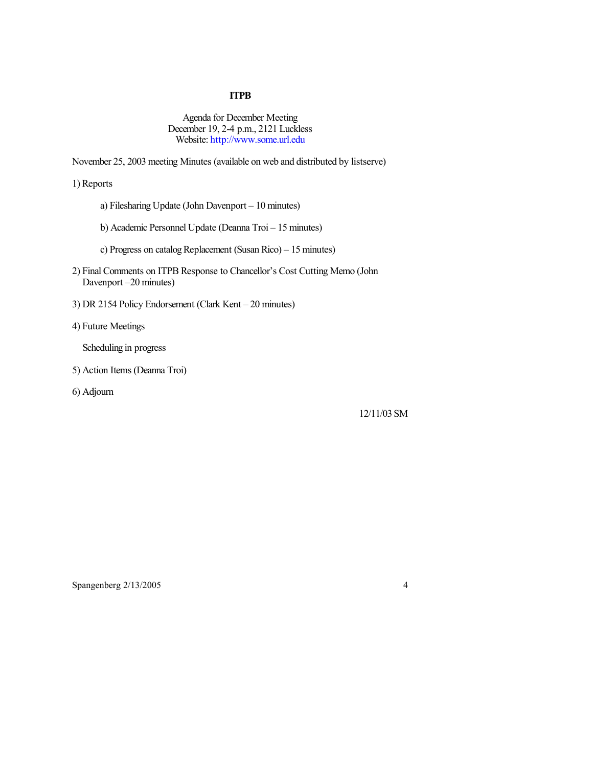**ITPB**

Agenda for December Meeting
December 19, 2-4 p.m., 2121 Luckless
Website: http://www.some.url.edu

November 25, 2003 meeting Minutes (available on web and distributed by listserve)

1) Reports

   a) Filesharing Update (John Davenport – 10 minutes)

   b) Academic Personnel Update (Deanna Troi – 15 minutes)

   c) Progress on catalog Replacement (Susan Rico) – 15 minutes)

2) Final Comments on ITPB Response to Chancellor's Cost Cutting Memo (John Davenport –20 minutes)

3) DR 2154 Policy Endorsement (Clark Kent – 20 minutes)

4) Future Meetings

   Scheduling in progress

5) Action Items (Deanna Troi)

6) Adjourn

12/11/03 SM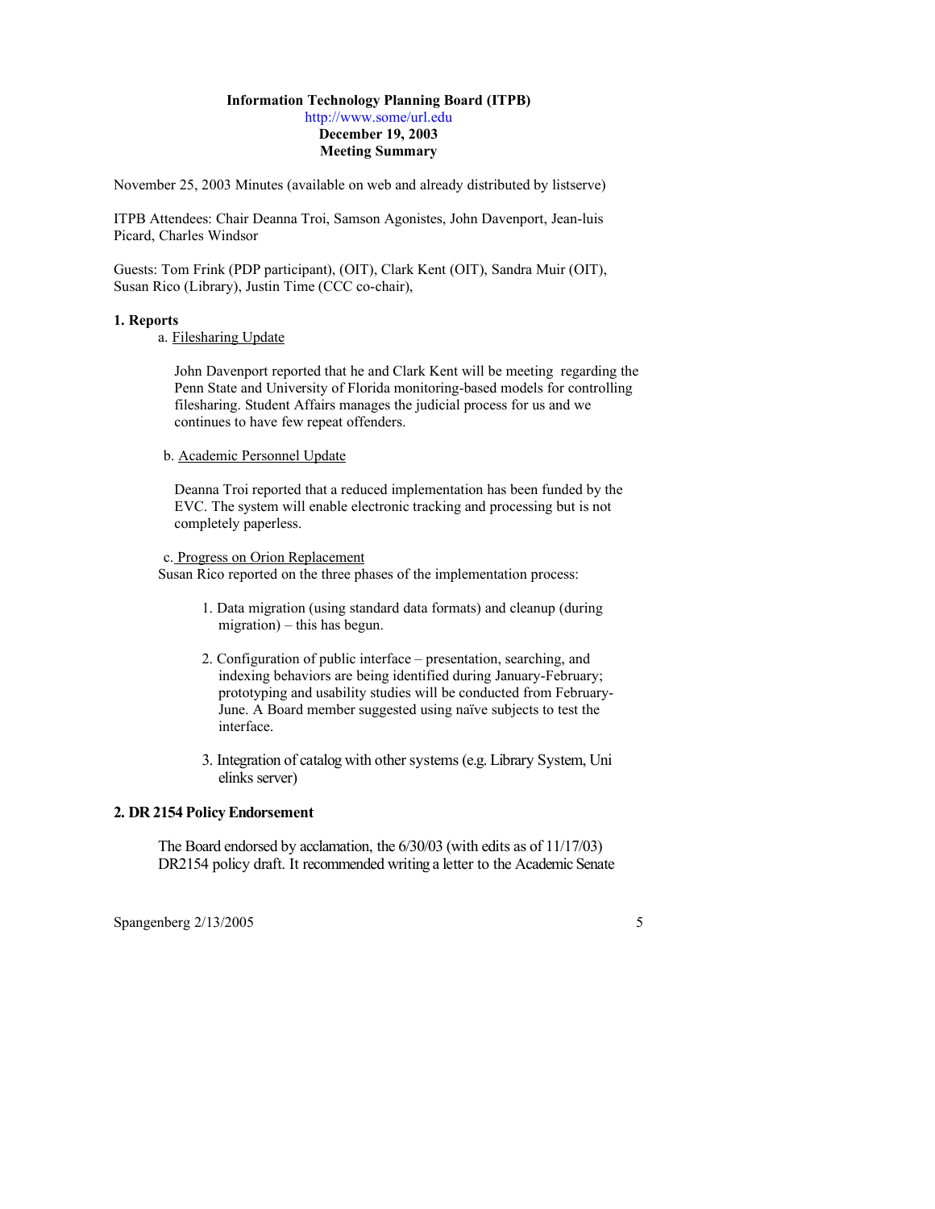**Information Technology Planning Board (ITPB)**
http://www.some/url.edu
**December 19, 2003**
**Meeting Summary**

November 25, 2003 Minutes (available on web and already distributed by listserve)

ITPB Attendees: Chair Deanna Troi, Samson Agonistes, John Davenport, Jean-luis Picard, Charles Windsor

Guests: Tom Frink (PDP participant), (OIT), Clark Kent (OIT), Sandra Muir (OIT), Susan Rico (Library), Justin Time (CCC co-chair),

**1. Reports**

a. Filesharing Update

John Davenport reported that he and Clark Kent will be meeting regarding the Penn State and University of Florida monitoring-based models for controlling filesharing. Student Affairs manages the judicial process for us and we continues to have few repeat offenders.

b. Academic Personnel Update

Deanna Troi reported that a reduced implementation has been funded by the EVC. The system will enable electronic tracking and processing but is not completely paperless.

c. Progress on Orion Replacement

Susan Rico reported on the three phases of the implementation process:

1. Data migration (using standard data formats) and cleanup (during migration) – this has begun.

2. Configuration of public interface – presentation, searching, and indexing behaviors are being identified during January-February; prototyping and usability studies will be conducted from February-June. A Board member suggested using naïve subjects to test the interface.

3. Integration of catalog with other systems (e.g. Library System, Uni elinks server)

**2. DR 2154 Policy Endorsement**

The Board endorsed by acclamation, the 6/30/03 (with edits as of 11/17/03) DR2154 policy draft. It recommended writing a letter to the Academic Senate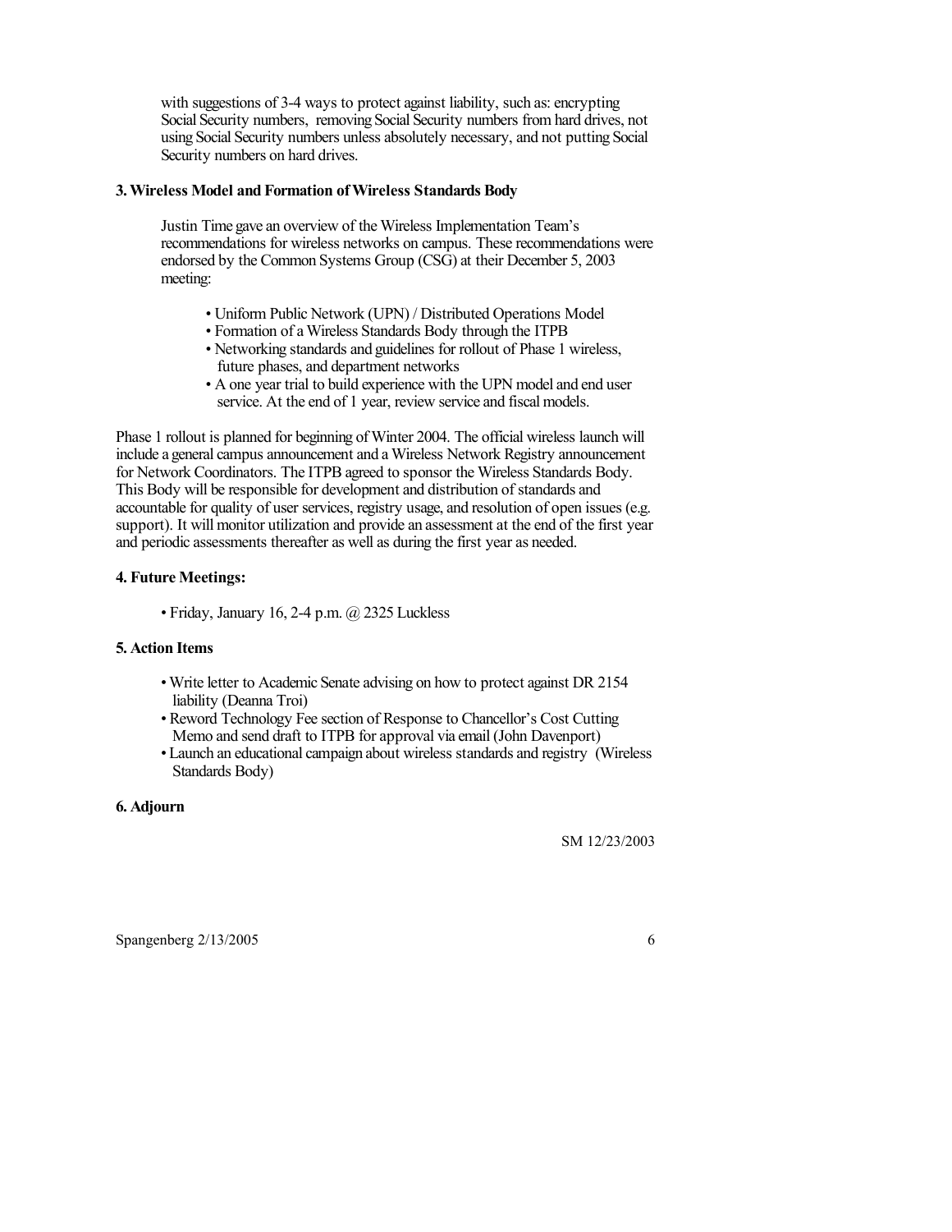with suggestions of 3-4 ways to protect against liability, such as: encrypting Social Security numbers, removing Social Security numbers from hard drives, not using Social Security numbers unless absolutely necessary, and not putting Social Security numbers on hard drives.

**3. Wireless Model and Formation of Wireless Standards Body**

Justin Time gave an overview of the Wireless Implementation Team's recommendations for wireless networks on campus. These recommendations were endorsed by the Common Systems Group (CSG) at their December 5, 2003 meeting:

- Uniform Public Network (UPN) / Distributed Operations Model
- Formation of a Wireless Standards Body through the ITPB
- Networking standards and guidelines for rollout of Phase 1 wireless, future phases, and department networks
- A one year trial to build experience with the UPN model and end user service. At the end of 1 year, review service and fiscal models.

Phase 1 rollout is planned for beginning of Winter 2004. The official wireless launch will include a general campus announcement and a Wireless Network Registry announcement for Network Coordinators. The ITPB agreed to sponsor the Wireless Standards Body. This Body will be responsible for development and distribution of standards and accountable for quality of user services, registry usage, and resolution of open issues (e.g. support). It will monitor utilization and provide an assessment at the end of the first year and periodic assessments thereafter as well as during the first year as needed.

**4. Future Meetings:**

- Friday, January 16, 2-4 p.m. @ 2325 Luckless

**5. Action Items**

- Write letter to Academic Senate advising on how to protect against DR 2154 liability (Deanna Troi)
- Reword Technology Fee section of Response to Chancellor's Cost Cutting Memo and send draft to ITPB for approval via email (John Davenport)
- Launch an educational campaign about wireless standards and registry (Wireless Standards Body)

**6. Adjourn**

SM 12/23/2003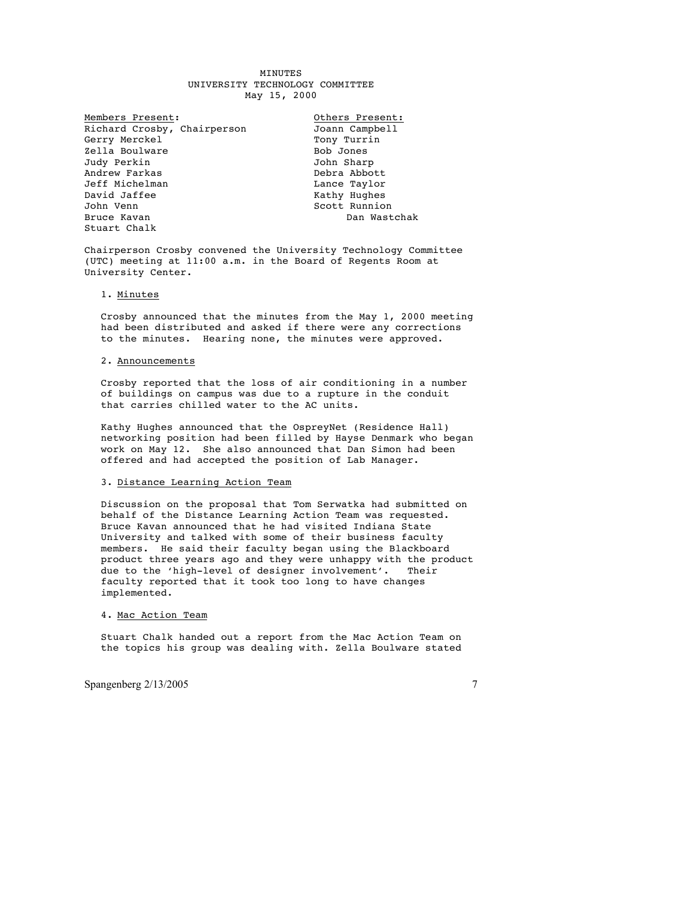MINUTES
UNIVERSITY TECHNOLOGY COMMITTEE
May 15, 2000

| Members Present: | Others Present: |
|---|---|
| Richard Crosby, Chairperson | Joann Campbell |
| Gerry Merckel | Tony Turrin |
| Zella Boulware | Bob Jones |
| Judy Perkin | John Sharp |
| Andrew Farkas | Debra Abbott |
| Jeff Michelman | Lance Taylor |
| David Jaffee | Kathy Hughes |
| John Venn | Scott Runnion |
| Bruce Kavan | Dan Wastchak |
| Stuart Chalk | |

Chairperson Crosby convened the University Technology Committee (UTC) meeting at 11:00 a.m. in the Board of Regents Room at University Center.

1. Minutes

Crosby announced that the minutes from the May 1, 2000 meeting had been distributed and asked if there were any corrections to the minutes. Hearing none, the minutes were approved.

2. Announcements

Crosby reported that the loss of air conditioning in a number of buildings on campus was due to a rupture in the conduit that carries chilled water to the AC units.

Kathy Hughes announced that the OspreyNet (Residence Hall) networking position had been filled by Hayse Denmark who began work on May 12. She also announced that Dan Simon had been offered and had accepted the position of Lab Manager.

3. Distance Learning Action Team

Discussion on the proposal that Tom Serwatka had submitted on behalf of the Distance Learning Action Team was requested. Bruce Kavan announced that he had visited Indiana State University and talked with some of their business faculty members. He said their faculty began using the Blackboard product three years ago and they were unhappy with the product due to the 'high-level of designer involvement'. Their faculty reported that it took too long to have changes implemented.

4. Mac Action Team

Stuart Chalk handed out a report from the Mac Action Team on the topics his group was dealing with. Zella Boulware stated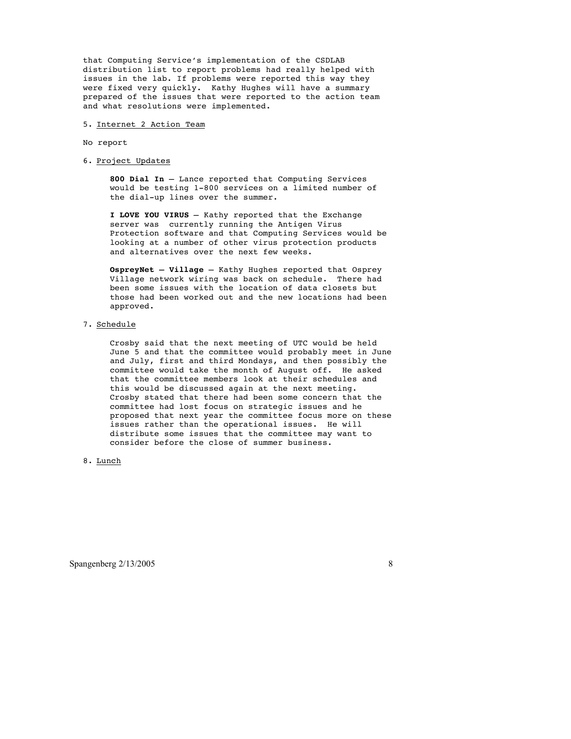that Computing Service's implementation of the CSDLAB distribution list to report problems had really helped with issues in the lab. If problems were reported this way they were fixed very quickly. Kathy Hughes will have a summary prepared of the issues that were reported to the action team and what resolutions were implemented.

5. Internet 2 Action Team

No report

6. Project Updates

**800 Dial In** – Lance reported that Computing Services would be testing 1-800 services on a limited number of the dial-up lines over the summer.

**I LOVE YOU VIRUS** – Kathy reported that the Exchange server was currently running the Antigen Virus Protection software and that Computing Services would be looking at a number of other virus protection products and alternatives over the next few weeks.

**OspreyNet – Village** – Kathy Hughes reported that Osprey Village network wiring was back on schedule. There had been some issues with the location of data closets but those had been worked out and the new locations had been approved.

7. Schedule

Crosby said that the next meeting of UTC would be held June 5 and that the committee would probably meet in June and July, first and third Mondays, and then possibly the committee would take the month of August off. He asked that the committee members look at their schedules and this would be discussed again at the next meeting. Crosby stated that there had been some concern that the committee had lost focus on strategic issues and he proposed that next year the committee focus more on these issues rather than the operational issues. He will distribute some issues that the committee may want to consider before the close of summer business.

8. Lunch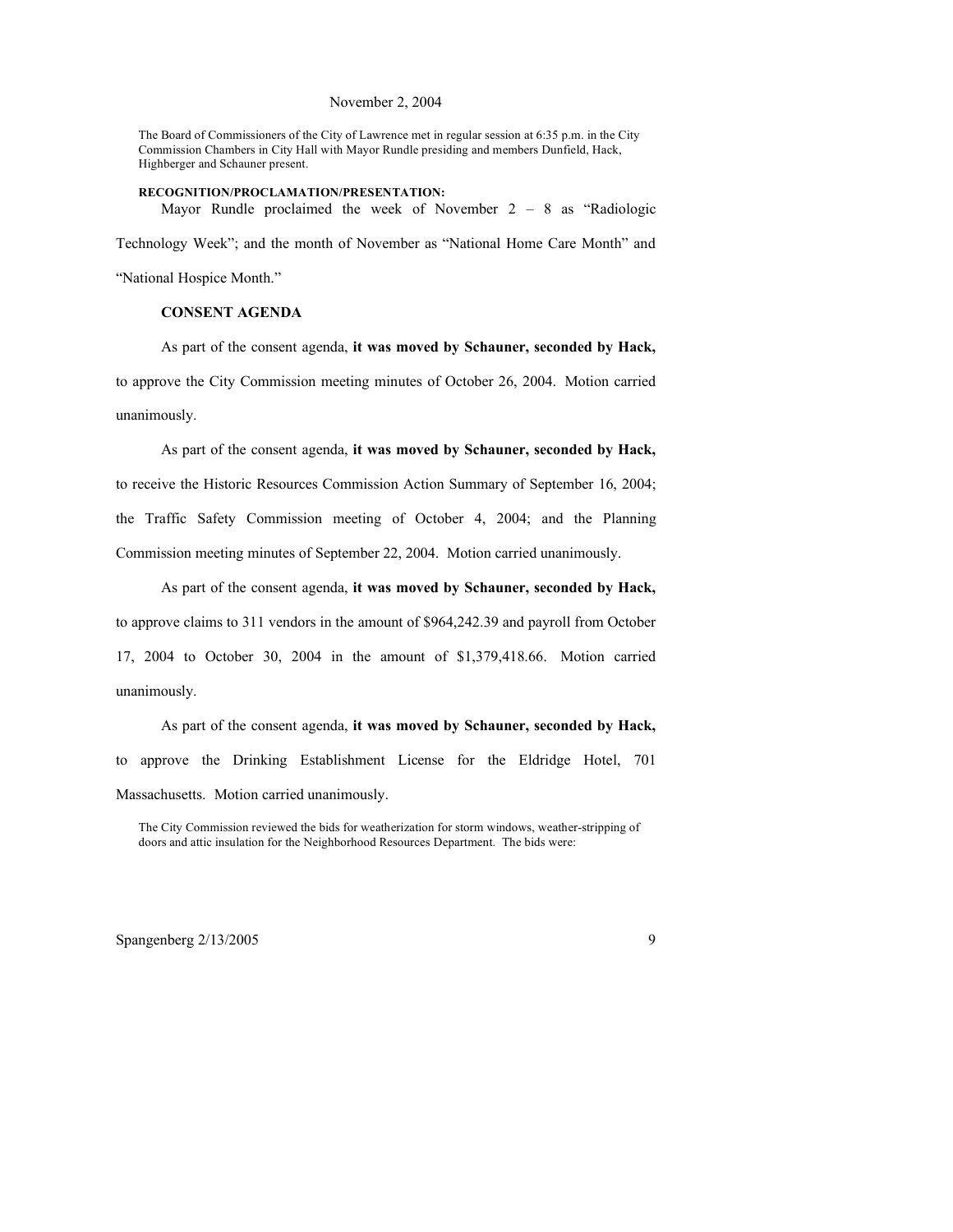November 2, 2004

The Board of Commissioners of the City of Lawrence met in regular session at 6:35 p.m. in the City Commission Chambers in City Hall with Mayor Rundle presiding and members Dunfield, Hack, Highberger and Schauner present.

**RECOGNITION/PROCLAMATION/PRESENTATION:**

Mayor Rundle proclaimed the week of November 2 – 8 as "Radiologic Technology Week"; and the month of November as "National Home Care Month" and "National Hospice Month."

**CONSENT AGENDA**

As part of the consent agenda, **it was moved by Schauner, seconded by Hack,** to approve the City Commission meeting minutes of October 26, 2004. Motion carried unanimously.

As part of the consent agenda, **it was moved by Schauner, seconded by Hack,** to receive the Historic Resources Commission Action Summary of September 16, 2004; the Traffic Safety Commission meeting of October 4, 2004; and the Planning Commission meeting minutes of September 22, 2004. Motion carried unanimously.

As part of the consent agenda, **it was moved by Schauner, seconded by Hack,** to approve claims to 311 vendors in the amount of $964,242.39 and payroll from October 17, 2004 to October 30, 2004 in the amount of $1,379,418.66. Motion carried unanimously.

As part of the consent agenda, **it was moved by Schauner, seconded by Hack,** to approve the Drinking Establishment License for the Eldridge Hotel, 701 Massachusetts. Motion carried unanimously.

The City Commission reviewed the bids for weatherization for storm windows, weather-stripping of doors and attic insulation for the Neighborhood Resources Department. The bids were: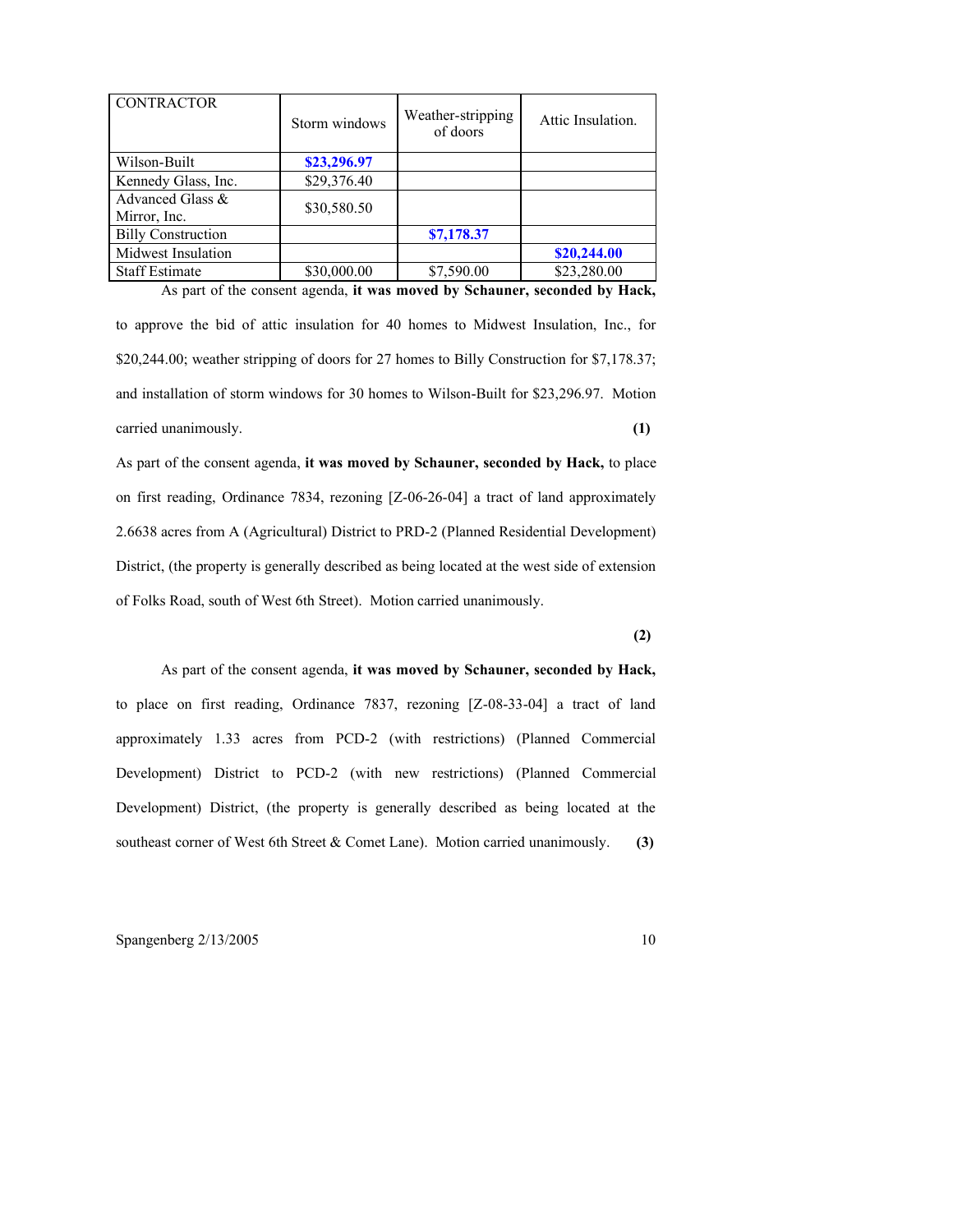| CONTRACTOR | Storm windows | Weather-stripping of doors | Attic Insulation. |
|---|---|---|---|
| Wilson-Built | **$23,296.97** | | |
| Kennedy Glass, Inc. | $29,376.40 | | |
| Advanced Glass & Mirror, Inc. | $30,580.50 | | |
| Billy Construction | | **$7,178.37** | |
| Midwest Insulation | | | **$20,244.00** |
| Staff Estimate | $30,000.00 | $7,590.00 | $23,280.00 |

As part of the consent agenda, **it was moved by Schauner, seconded by Hack,** to approve the bid of attic insulation for 40 homes to Midwest Insulation, Inc., for $20,244.00; weather stripping of doors for 27 homes to Billy Construction for $7,178.37; and installation of storm windows for 30 homes to Wilson-Built for $23,296.97. Motion carried unanimously. **(1)**

As part of the consent agenda, **it was moved by Schauner, seconded by Hack,** to place on first reading, Ordinance 7834, rezoning [Z-06-26-04] a tract of land approximately 2.6638 acres from A (Agricultural) District to PRD-2 (Planned Residential Development) District, (the property is generally described as being located at the west side of extension of Folks Road, south of West 6th Street). Motion carried unanimously.

**(2)**

As part of the consent agenda, **it was moved by Schauner, seconded by Hack,** to place on first reading, Ordinance 7837, rezoning [Z-08-33-04] a tract of land approximately 1.33 acres from PCD-2 (with restrictions) (Planned Commercial Development) District to PCD-2 (with new restrictions) (Planned Commercial Development) District, (the property is generally described as being located at the southeast corner of West 6th Street & Comet Lane). Motion carried unanimously. **(3)**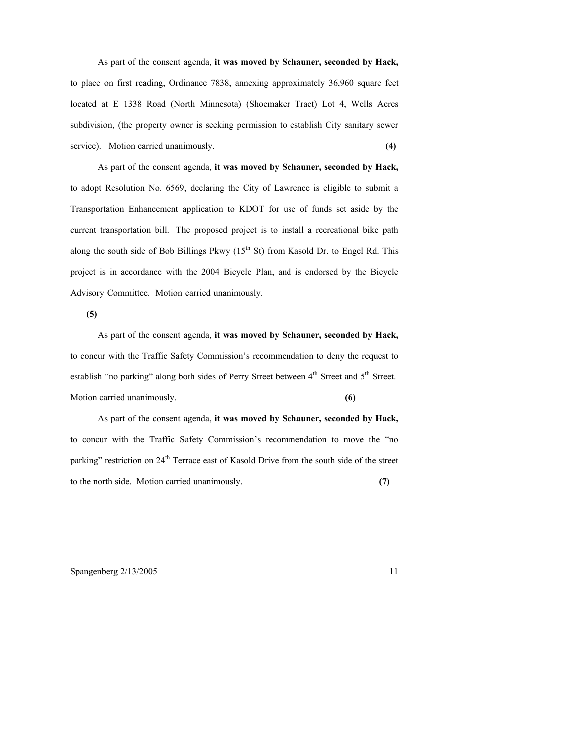As part of the consent agenda, **it was moved by Schauner, seconded by Hack,** to place on first reading, Ordinance 7838, annexing approximately 36,960 square feet located at E 1338 Road (North Minnesota) (Shoemaker Tract) Lot 4, Wells Acres subdivision, (the property owner is seeking permission to establish City sanitary sewer service). Motion carried unanimously. **(4)**

As part of the consent agenda, **it was moved by Schauner, seconded by Hack,** to adopt Resolution No. 6569, declaring the City of Lawrence is eligible to submit a Transportation Enhancement application to KDOT for use of funds set aside by the current transportation bill. The proposed project is to install a recreational bike path along the south side of Bob Billings Pkwy (15th St) from Kasold Dr. to Engel Rd. This project is in accordance with the 2004 Bicycle Plan, and is endorsed by the Bicycle Advisory Committee. Motion carried unanimously.

**(5)**

As part of the consent agenda, **it was moved by Schauner, seconded by Hack,** to concur with the Traffic Safety Commission's recommendation to deny the request to establish "no parking" along both sides of Perry Street between 4th Street and 5th Street. Motion carried unanimously. **(6)**

As part of the consent agenda, **it was moved by Schauner, seconded by Hack,** to concur with the Traffic Safety Commission's recommendation to move the "no parking" restriction on 24th Terrace east of Kasold Drive from the south side of the street to the north side. Motion carried unanimously. **(7)**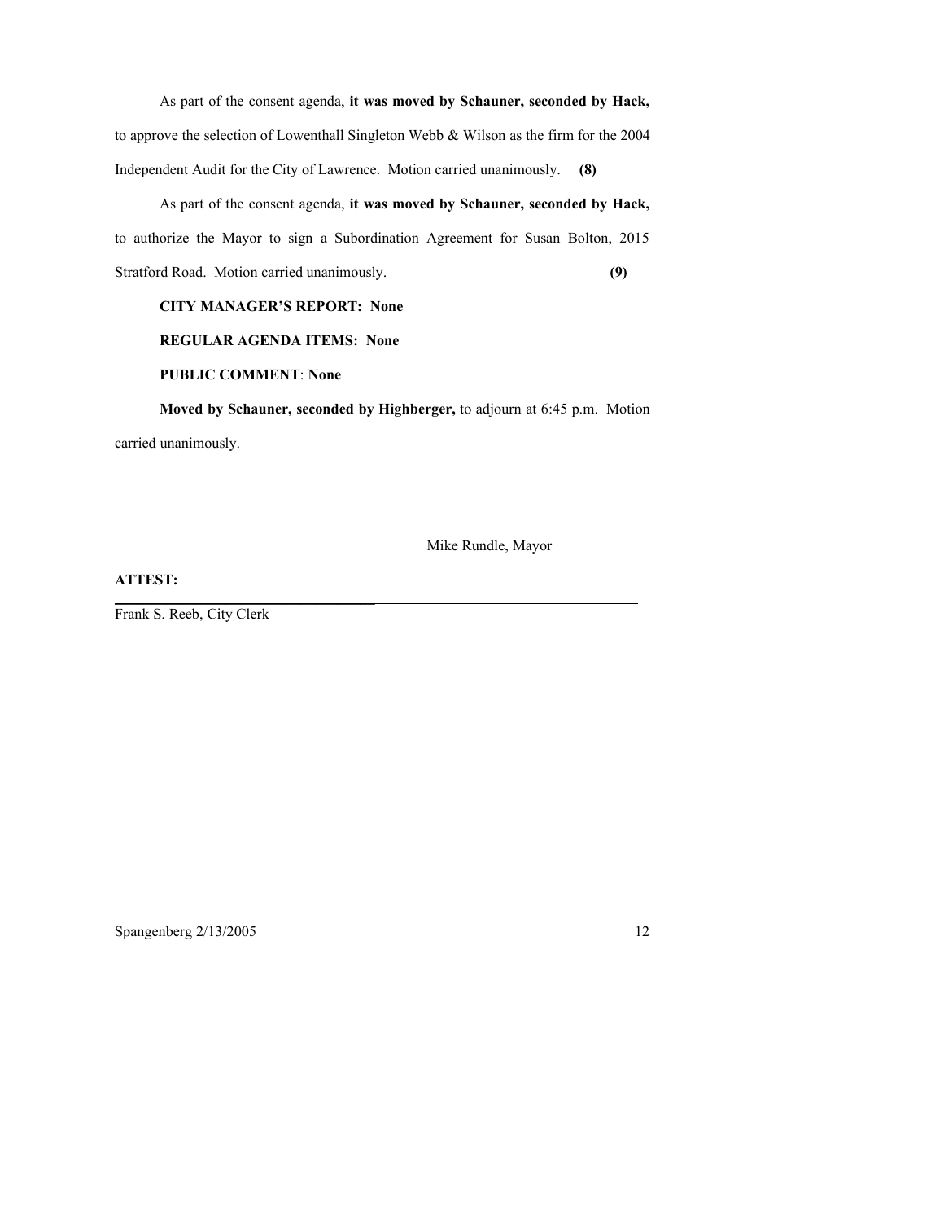As part of the consent agenda, **it was moved by Schauner, seconded by Hack,** to approve the selection of Lowenthall Singleton Webb & Wilson as the firm for the 2004 Independent Audit for the City of Lawrence. Motion carried unanimously. **(8)**

As part of the consent agenda, **it was moved by Schauner, seconded by Hack,** to authorize the Mayor to sign a Subordination Agreement for Susan Bolton, 2015 Stratford Road. Motion carried unanimously. **(9)**

**CITY MANAGER'S REPORT: None**

**REGULAR AGENDA ITEMS: None**

**PUBLIC COMMENT**: **None**

**Moved by Schauner, seconded by Highberger,** to adjourn at 6:45 p.m. Motion carried unanimously.

\_\_\_\_\_\_\_\_\_\_\_\_\_\_\_\_\_\_\_\_\_\_\_\_\_\_\_\_\_\_
Mike Rundle, Mayor

**ATTEST:**

\_\_\_\_\_\_\_\_\_\_\_\_\_\_\_\_\_\_\_\_\_\_\_\_\_\_\_\_\_\_
Frank S. Reeb, City Clerk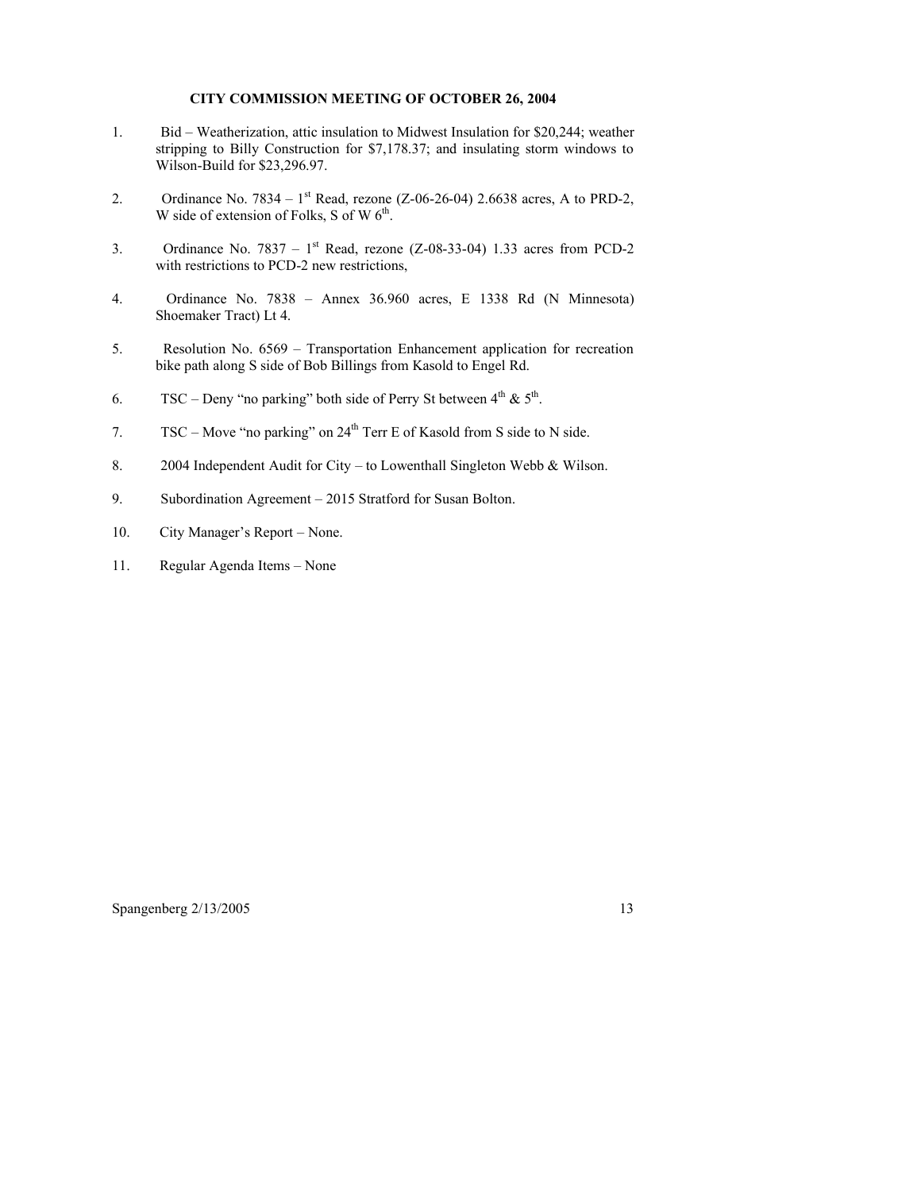**CITY COMMISSION MEETING OF OCTOBER 26, 2004**

1. Bid – Weatherization, attic insulation to Midwest Insulation for $20,244; weather stripping to Billy Construction for $7,178.37; and insulating storm windows to Wilson-Build for $23,296.97.

2. Ordinance No. 7834 – 1st Read, rezone (Z-06-26-04) 2.6638 acres, A to PRD-2, W side of extension of Folks, S of W 6th.

3. Ordinance No. 7837 – 1st Read, rezone (Z-08-33-04) 1.33 acres from PCD-2 with restrictions to PCD-2 new restrictions,

4. Ordinance No. 7838 – Annex 36.960 acres, E 1338 Rd (N Minnesota) Shoemaker Tract) Lt 4.

5. Resolution No. 6569 – Transportation Enhancement application for recreation bike path along S side of Bob Billings from Kasold to Engel Rd.

6. TSC – Deny "no parking" both side of Perry St between 4th & 5th.

7. TSC – Move "no parking" on 24th Terr E of Kasold from S side to N side.

8. 2004 Independent Audit for City – to Lowenthall Singleton Webb & Wilson.

9. Subordination Agreement – 2015 Stratford for Susan Bolton.

10. City Manager's Report – None.

11. Regular Agenda Items – None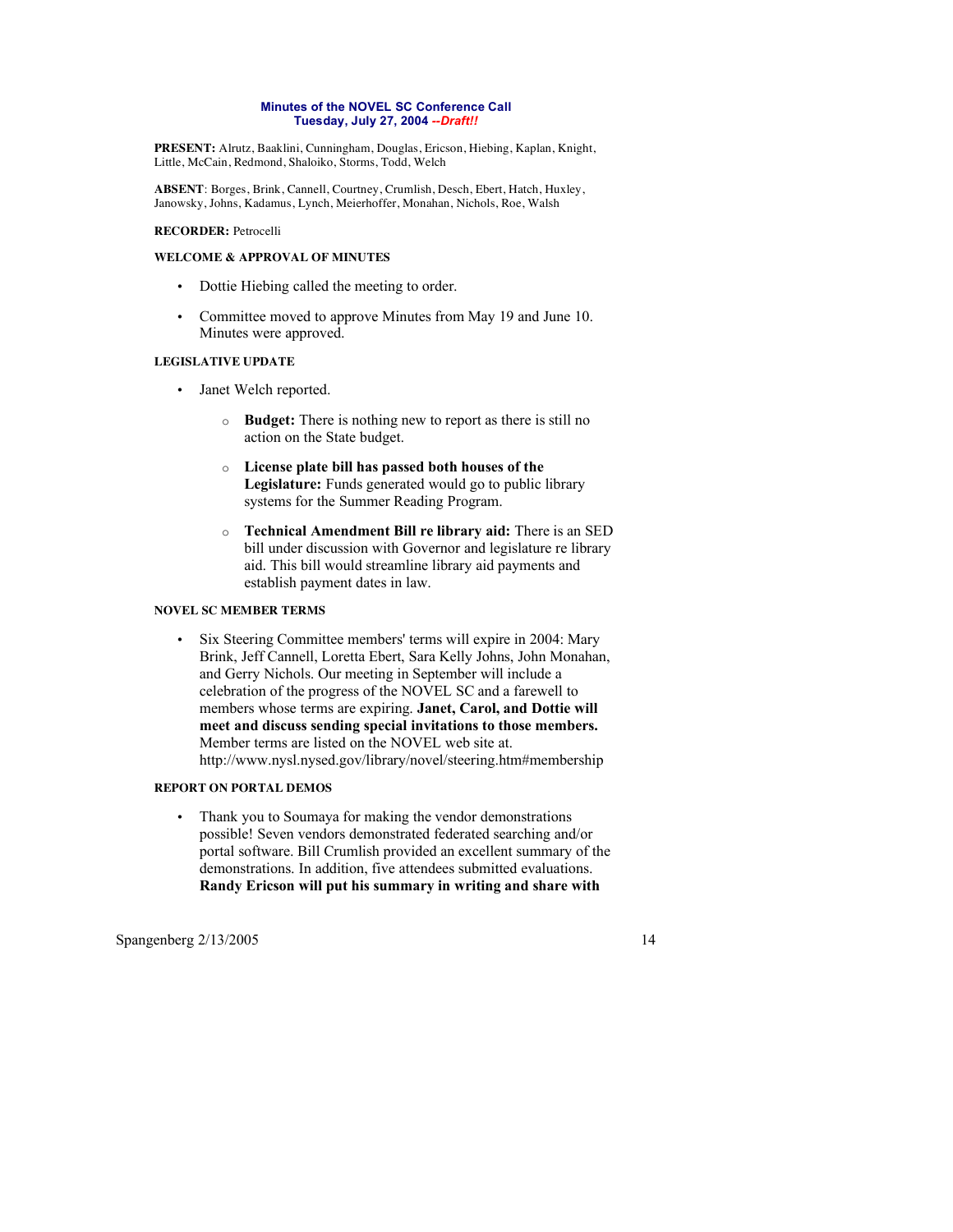**Minutes of the NOVEL SC Conference Call**
**Tuesday, July 27, 2004 --*Draft!!***

**PRESENT:** Alrutz, Baaklini, Cunningham, Douglas, Ericson, Hiebing, Kaplan, Knight, Little, McCain, Redmond, Shaloiko, Storms, Todd, Welch

**ABSENT**: Borges, Brink, Cannell, Courtney, Crumlish, Desch, Ebert, Hatch, Huxley, Janowsky, Johns, Kadamus, Lynch, Meierhoffer, Monahan, Nichols, Roe, Walsh

**RECORDER:** Petrocelli

**WELCOME & APPROVAL OF MINUTES**

- Dottie Hiebing called the meeting to order.
- Committee moved to approve Minutes from May 19 and June 10. Minutes were approved.

**LEGISLATIVE UPDATE**

- Janet Welch reported.
  - **Budget:** There is nothing new to report as there is still no action on the State budget.
  - **License plate bill has passed both houses of the Legislature:** Funds generated would go to public library systems for the Summer Reading Program.
  - **Technical Amendment Bill re library aid:** There is an SED bill under discussion with Governor and legislature re library aid. This bill would streamline library aid payments and establish payment dates in law.

**NOVEL SC MEMBER TERMS**

- Six Steering Committee members' terms will expire in 2004: Mary Brink, Jeff Cannell, Loretta Ebert, Sara Kelly Johns, John Monahan, and Gerry Nichols. Our meeting in September will include a celebration of the progress of the NOVEL SC and a farewell to members whose terms are expiring. **Janet, Carol, and Dottie will meet and discuss sending special invitations to those members.** Member terms are listed on the NOVEL web site at. http://www.nysl.nysed.gov/library/novel/steering.htm#membership

**REPORT ON PORTAL DEMOS**

- Thank you to Soumaya for making the vendor demonstrations possible! Seven vendors demonstrated federated searching and/or portal software. Bill Crumlish provided an excellent summary of the demonstrations. In addition, five attendees submitted evaluations. **Randy Ericson will put his summary in writing and share with**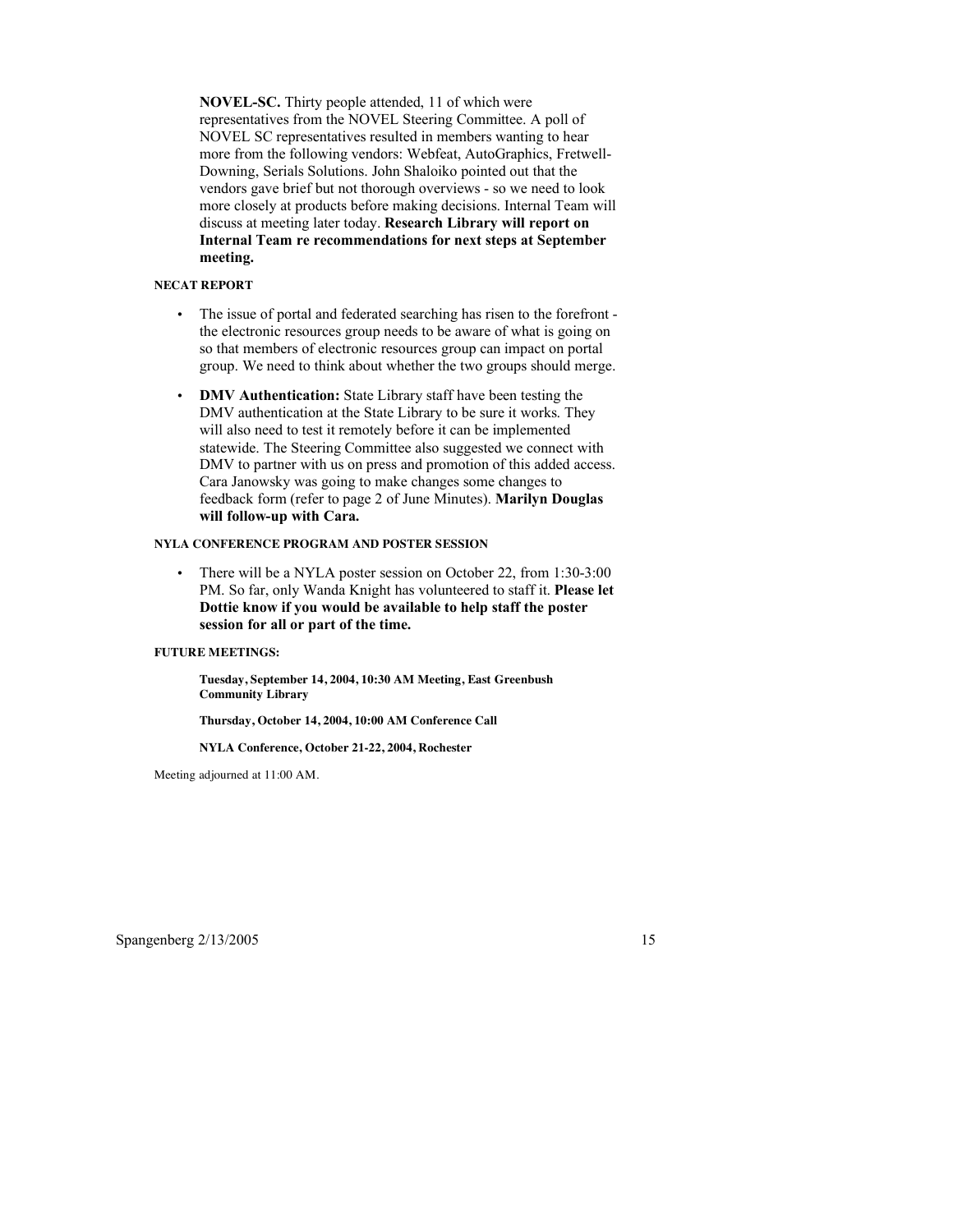**NOVEL-SC.** Thirty people attended, 11 of which were representatives from the NOVEL Steering Committee. A poll of NOVEL SC representatives resulted in members wanting to hear more from the following vendors: Webfeat, AutoGraphics, Fretwell-Downing, Serials Solutions. John Shaloiko pointed out that the vendors gave brief but not thorough overviews - so we need to look more closely at products before making decisions. Internal Team will discuss at meeting later today. **Research Library will report on Internal Team re recommendations for next steps at September meeting.**

#### NECAT REPORT

- The issue of portal and federated searching has risen to the forefront - the electronic resources group needs to be aware of what is going on so that members of electronic resources group can impact on portal group. We need to think about whether the two groups should merge.
- **DMV Authentication:** State Library staff have been testing the DMV authentication at the State Library to be sure it works. They will also need to test it remotely before it can be implemented statewide. The Steering Committee also suggested we connect with DMV to partner with us on press and promotion of this added access. Cara Janowsky was going to make changes some changes to feedback form (refer to page 2 of June Minutes). **Marilyn Douglas will follow-up with Cara.**

#### NYLA CONFERENCE PROGRAM AND POSTER SESSION

- There will be a NYLA poster session on October 22, from 1:30-3:00 PM. So far, only Wanda Knight has volunteered to staff it. **Please let Dottie know if you would be available to help staff the poster session for all or part of the time.**

#### FUTURE MEETINGS:

**Tuesday, September 14, 2004, 10:30 AM Meeting, East Greenbush Community Library**

**Thursday, October 14, 2004, 10:00 AM Conference Call**

**NYLA Conference, October 21-22, 2004, Rochester**

Meeting adjourned at 11:00 AM.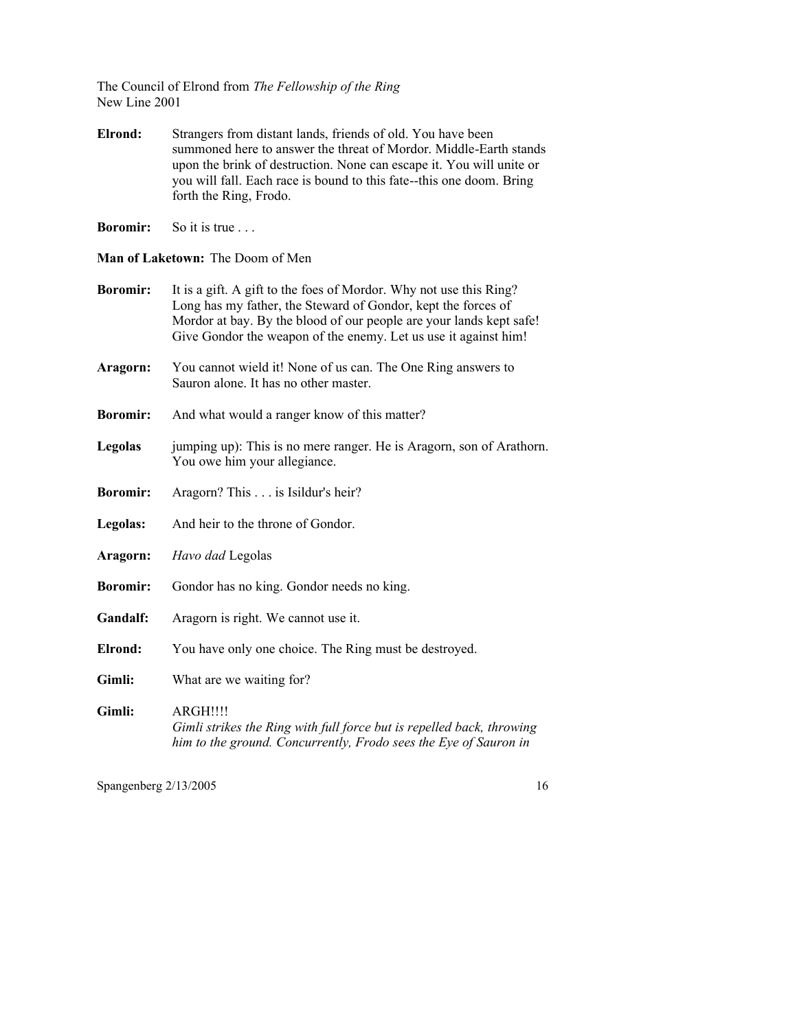The Council of Elrond from *The Fellowship of the Ring*
New Line 2001

**Elrond:** Strangers from distant lands, friends of old. You have been summoned here to answer the threat of Mordor. Middle-Earth stands upon the brink of destruction. None can escape it. You will unite or you will fall. Each race is bound to this fate--this one doom. Bring forth the Ring, Frodo.

**Boromir:** So it is true . . .

**Man of Laketown:** The Doom of Men

**Boromir:** It is a gift. A gift to the foes of Mordor. Why not use this Ring? Long has my father, the Steward of Gondor, kept the forces of Mordor at bay. By the blood of our people are your lands kept safe! Give Gondor the weapon of the enemy. Let us use it against him!

**Aragorn:** You cannot wield it! None of us can. The One Ring answers to Sauron alone. It has no other master.

**Boromir:** And what would a ranger know of this matter?

**Legolas** jumping up): This is no mere ranger. He is Aragorn, son of Arathorn. You owe him your allegiance.

**Boromir:** Aragorn? This . . . is Isildur's heir?

**Legolas:** And heir to the throne of Gondor.

**Aragorn:** *Havo dad* Legolas

**Boromir:** Gondor has no king. Gondor needs no king.

**Gandalf:** Aragorn is right. We cannot use it.

**Elrond:** You have only one choice. The Ring must be destroyed.

**Gimli:** What are we waiting for?

**Gimli:** ARGH!!!!
*Gimli strikes the Ring with full force but is repelled back, throwing him to the ground. Concurrently, Frodo sees the Eye of Sauron in*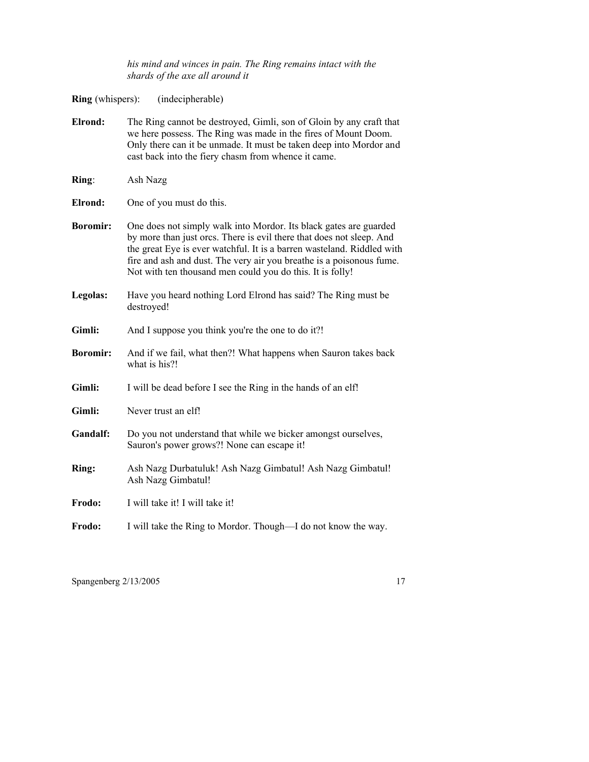*his mind and winces in pain. The Ring remains intact with the shards of the axe all around it*

**Ring** (whispers): (indecipherable)

**Elrond:** The Ring cannot be destroyed, Gimli, son of Gloin by any craft that we here possess. The Ring was made in the fires of Mount Doom. Only there can it be unmade. It must be taken deep into Mordor and cast back into the fiery chasm from whence it came.

**Ring**: Ash Nazg

**Elrond:** One of you must do this.

**Boromir:** One does not simply walk into Mordor. Its black gates are guarded by more than just orcs. There is evil there that does not sleep. And the great Eye is ever watchful. It is a barren wasteland. Riddled with fire and ash and dust. The very air you breathe is a poisonous fume. Not with ten thousand men could you do this. It is folly!

**Legolas:** Have you heard nothing Lord Elrond has said? The Ring must be destroyed!

**Gimli:** And I suppose you think you're the one to do it?!

**Boromir:** And if we fail, what then?! What happens when Sauron takes back what is his?!

**Gimli:** I will be dead before I see the Ring in the hands of an elf!

**Gimli:** Never trust an elf!

**Gandalf:** Do you not understand that while we bicker amongst ourselves, Sauron's power grows?! None can escape it!

**Ring:** Ash Nazg Durbatuluk! Ash Nazg Gimbatul! Ash Nazg Gimbatul! Ash Nazg Gimbatul!

**Frodo:** I will take it! I will take it!

**Frodo:** I will take the Ring to Mordor. Though—I do not know the way.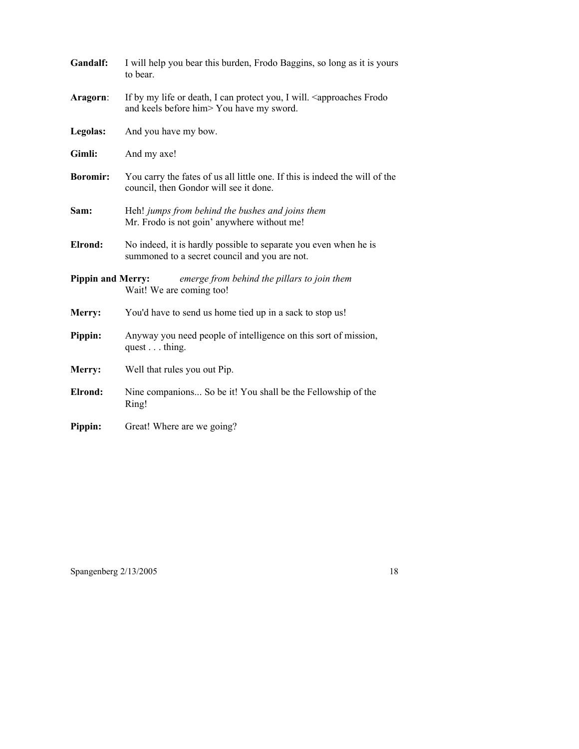**Gandalf:** I will help you bear this burden, Frodo Baggins, so long as it is yours to bear.

**Aragorn**: If by my life or death, I can protect you, I will. <approaches Frodo and keels before him> You have my sword.

**Legolas:** And you have my bow.

**Gimli:** And my axe!

**Boromir:** You carry the fates of us all little one. If this is indeed the will of the council, then Gondor will see it done.

**Sam:** Heh! *jumps from behind the bushes and joins them*
Mr. Frodo is not goin' anywhere without me!

**Elrond:** No indeed, it is hardly possible to separate you even when he is summoned to a secret council and you are not.

**Pippin and Merry:** *emerge from behind the pillars to join them*
Wait! We are coming too!

**Merry:** You'd have to send us home tied up in a sack to stop us!

**Pippin:** Anyway you need people of intelligence on this sort of mission, quest . . . thing.

**Merry:** Well that rules you out Pip.

**Elrond:** Nine companions... So be it! You shall be the Fellowship of the Ring!

**Pippin:** Great! Where are we going?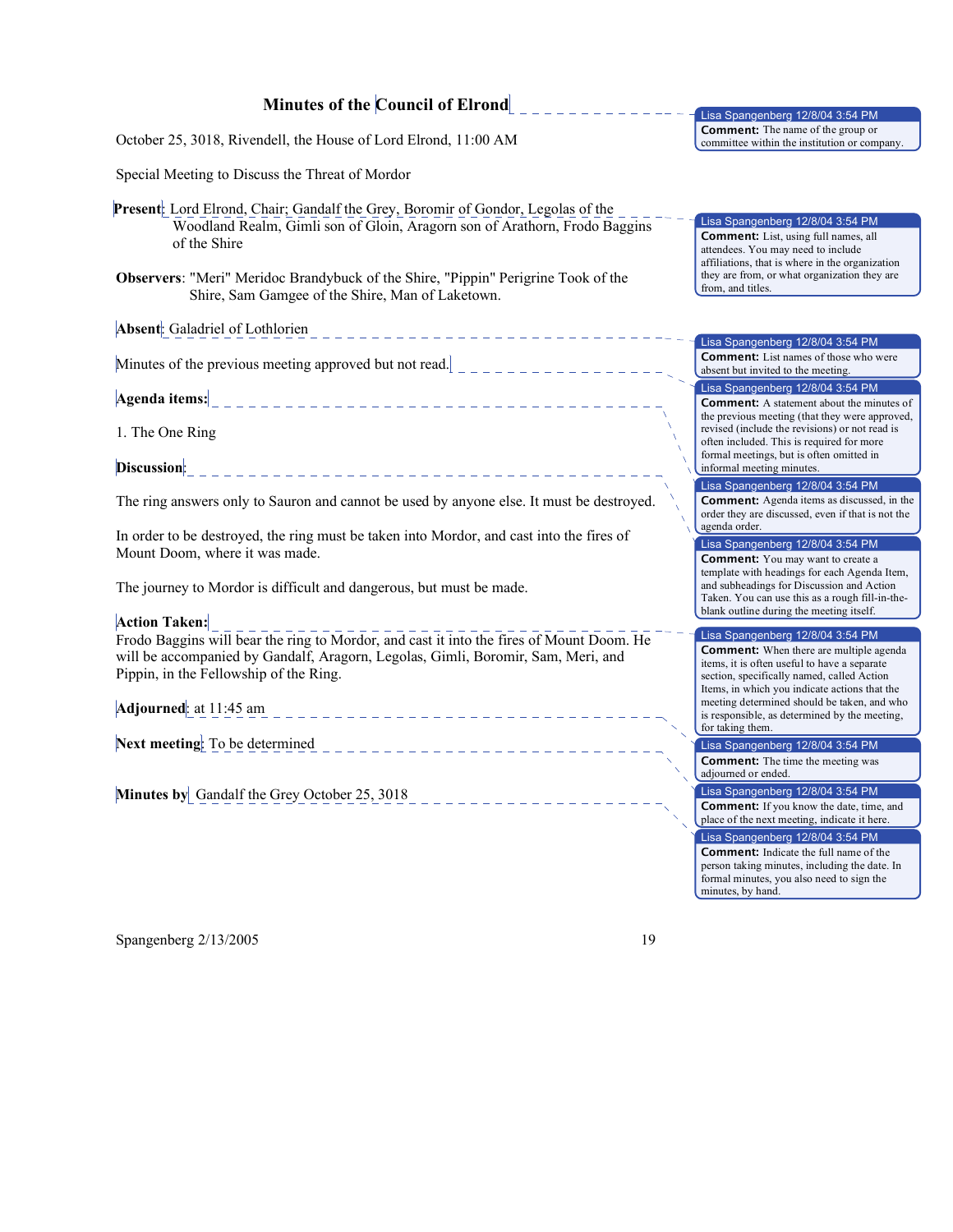# Minutes of the Council of Elrond

October 25, 3018, Rivendell, the House of Lord Elrond, 11:00 AM

Special Meeting to Discuss the Threat of Mordor

**Present**: Lord Elrond, Chair; Gandalf the Grey, Boromir of Gondor, Legolas of the Woodland Realm, Gimli son of Gloin, Aragorn son of Arathorn, Frodo Baggins of the Shire

**Observers**: "Meri" Meridoc Brandybuck of the Shire, "Pippin" Perigrine Took of the Shire, Sam Gamgee of the Shire, Man of Laketown.

**Absent**: Galadriel of Lothlorien

Minutes of the previous meeting approved but not read.

**Agenda items:**

1. The One Ring

**Discussion**:

The ring answers only to Sauron and cannot be used by anyone else. It must be destroyed.

In order to be destroyed, the ring must be taken into Mordor, and cast into the fires of Mount Doom, where it was made.

The journey to Mordor is difficult and dangerous, but must be made.

**Action Taken:**

Frodo Baggins will bear the ring to Mordor, and cast it into the fires of Mount Doom. He will be accompanied by Gandalf, Aragorn, Legolas, Gimli, Boromir, Sam, Meri, and Pippin, in the Fellowship of the Ring.

**Adjourned**: at 11:45 am

**Next meeting**: To be determined

**Minutes by** Gandalf the Grey October 25, 3018

---

Lisa Spangenberg 12/8/04 3:54 PM
**Comment:** The name of the group or committee within the institution or company.

Lisa Spangenberg 12/8/04 3:54 PM
**Comment:** List, using full names, all attendees. You may need to include affiliations, that is where in the organization they are from, or what organization they are from, and titles.

Lisa Spangenberg 12/8/04 3:54 PM
**Comment:** List names of those who were absent but invited to the meeting.

Lisa Spangenberg 12/8/04 3:54 PM
**Comment:** A statement about the minutes of the previous meeting (that they were approved, revised (include the revisions) or not read is often included. This is required for more formal meetings, but is often omitted in informal meeting minutes.

Lisa Spangenberg 12/8/04 3:54 PM
**Comment:** Agenda items as discussed, in the order they are discussed, even if that is not the agenda order.

Lisa Spangenberg 12/8/04 3:54 PM
**Comment:** You may want to create a template with headings for each Agenda Item, and subheadings for Discussion and Action Taken. You can use this as a rough fill-in-the-blank outline during the meeting itself.

Lisa Spangenberg 12/8/04 3:54 PM
**Comment:** When there are multiple agenda items, it is often useful to have a separate section, specifically named, called Action Items, in which you indicate actions that the meeting determined should be taken, and who is responsible, as determined by the meeting, for taking them.

Lisa Spangenberg 12/8/04 3:54 PM
**Comment:** The time the meeting was adjourned or ended.

Lisa Spangenberg 12/8/04 3:54 PM
**Comment:** If you know the date, time, and place of the next meeting, indicate it here.

Lisa Spangenberg 12/8/04 3:54 PM
**Comment:** Indicate the full name of the person taking minutes, including the date. In formal minutes, you also need to sign the minutes, by hand.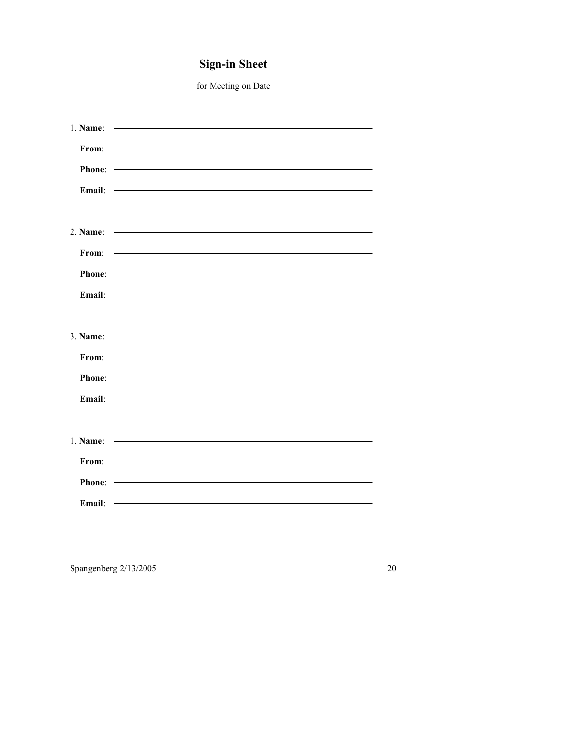# Sign-in Sheet

for Meeting on Date

1. **Name**: \_\_\_\_\_\_\_\_\_\_\_\_\_\_\_\_\_\_\_\_\_\_\_\_\_\_\_\_\_\_\_\_\_\_\_\_\_\_\_\_

   **From**: \_\_\_\_\_\_\_\_\_\_\_\_\_\_\_\_\_\_\_\_\_\_\_\_\_\_\_\_\_\_\_\_\_\_\_\_\_\_\_\_

   **Phone**: \_\_\_\_\_\_\_\_\_\_\_\_\_\_\_\_\_\_\_\_\_\_\_\_\_\_\_\_\_\_\_\_\_\_\_\_\_\_\_\_

   **Email**: \_\_\_\_\_\_\_\_\_\_\_\_\_\_\_\_\_\_\_\_\_\_\_\_\_\_\_\_\_\_\_\_\_\_\_\_\_\_\_\_

2. **Name**: \_\_\_\_\_\_\_\_\_\_\_\_\_\_\_\_\_\_\_\_\_\_\_\_\_\_\_\_\_\_\_\_\_\_\_\_\_\_\_\_

   **From**: \_\_\_\_\_\_\_\_\_\_\_\_\_\_\_\_\_\_\_\_\_\_\_\_\_\_\_\_\_\_\_\_\_\_\_\_\_\_\_\_

   **Phone**: \_\_\_\_\_\_\_\_\_\_\_\_\_\_\_\_\_\_\_\_\_\_\_\_\_\_\_\_\_\_\_\_\_\_\_\_\_\_\_\_

   **Email**: \_\_\_\_\_\_\_\_\_\_\_\_\_\_\_\_\_\_\_\_\_\_\_\_\_\_\_\_\_\_\_\_\_\_\_\_\_\_\_\_

3. **Name**: \_\_\_\_\_\_\_\_\_\_\_\_\_\_\_\_\_\_\_\_\_\_\_\_\_\_\_\_\_\_\_\_\_\_\_\_\_\_\_\_

   **From**: \_\_\_\_\_\_\_\_\_\_\_\_\_\_\_\_\_\_\_\_\_\_\_\_\_\_\_\_\_\_\_\_\_\_\_\_\_\_\_\_

   **Phone**: \_\_\_\_\_\_\_\_\_\_\_\_\_\_\_\_\_\_\_\_\_\_\_\_\_\_\_\_\_\_\_\_\_\_\_\_\_\_\_\_

   **Email**: \_\_\_\_\_\_\_\_\_\_\_\_\_\_\_\_\_\_\_\_\_\_\_\_\_\_\_\_\_\_\_\_\_\_\_\_\_\_\_\_

1\. **Name**: \_\_\_\_\_\_\_\_\_\_\_\_\_\_\_\_\_\_\_\_\_\_\_\_\_\_\_\_\_\_\_\_\_\_\_\_\_\_\_\_

   **From**: \_\_\_\_\_\_\_\_\_\_\_\_\_\_\_\_\_\_\_\_\_\_\_\_\_\_\_\_\_\_\_\_\_\_\_\_\_\_\_\_

   **Phone**: \_\_\_\_\_\_\_\_\_\_\_\_\_\_\_\_\_\_\_\_\_\_\_\_\_\_\_\_\_\_\_\_\_\_\_\_\_\_\_\_

   **Email**: \_\_\_\_\_\_\_\_\_\_\_\_\_\_\_\_\_\_\_\_\_\_\_\_\_\_\_\_\_\_\_\_\_\_\_\_\_\_\_\_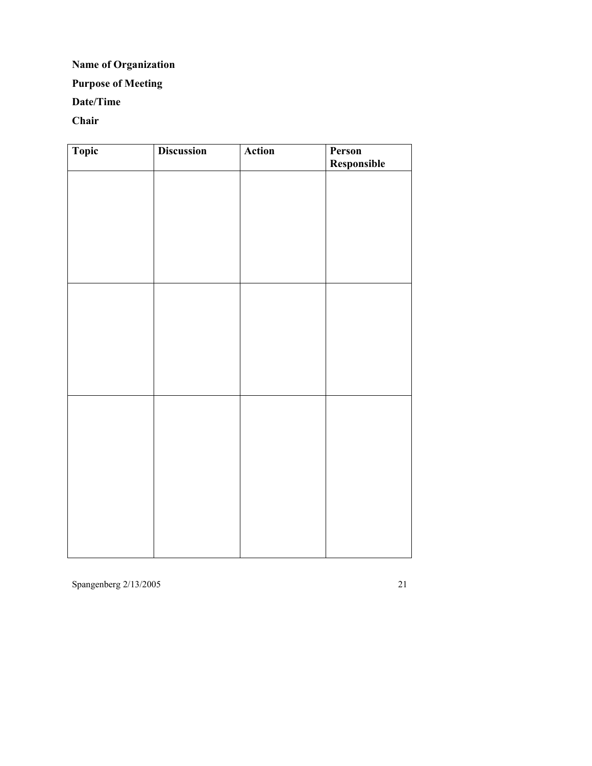**Name of Organization**

**Purpose of Meeting**

**Date/Time**

**Chair**

| Topic | Discussion | Action | Person Responsible |
|---|---|---|---|
| | | | |
| | | | |
| | | | |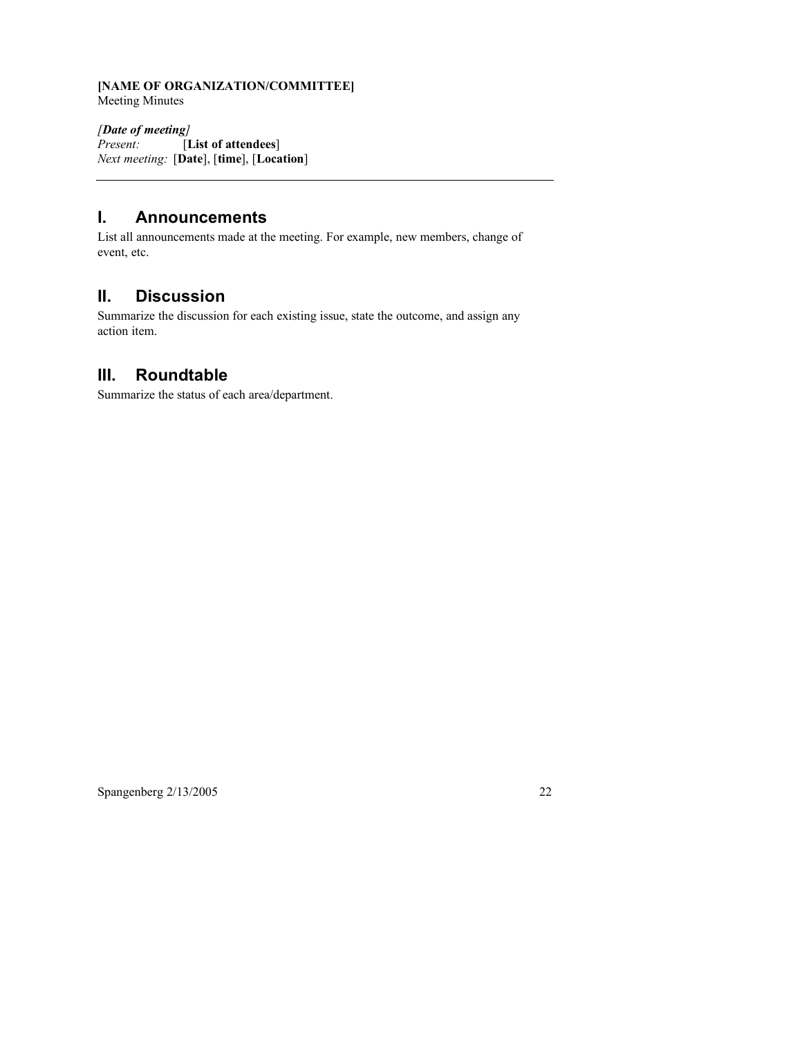**[NAME OF ORGANIZATION/COMMITTEE]**
Meeting Minutes

*[**Date of meeting**]*
*Present:* [**List of attendees**]
*Next meeting:* [**Date**], [**time**], [**Location**]

---

## I. Announcements

List all announcements made at the meeting. For example, new members, change of event, etc.

## II. Discussion

Summarize the discussion for each existing issue, state the outcome, and assign any action item.

## III. Roundtable

Summarize the status of each area/department.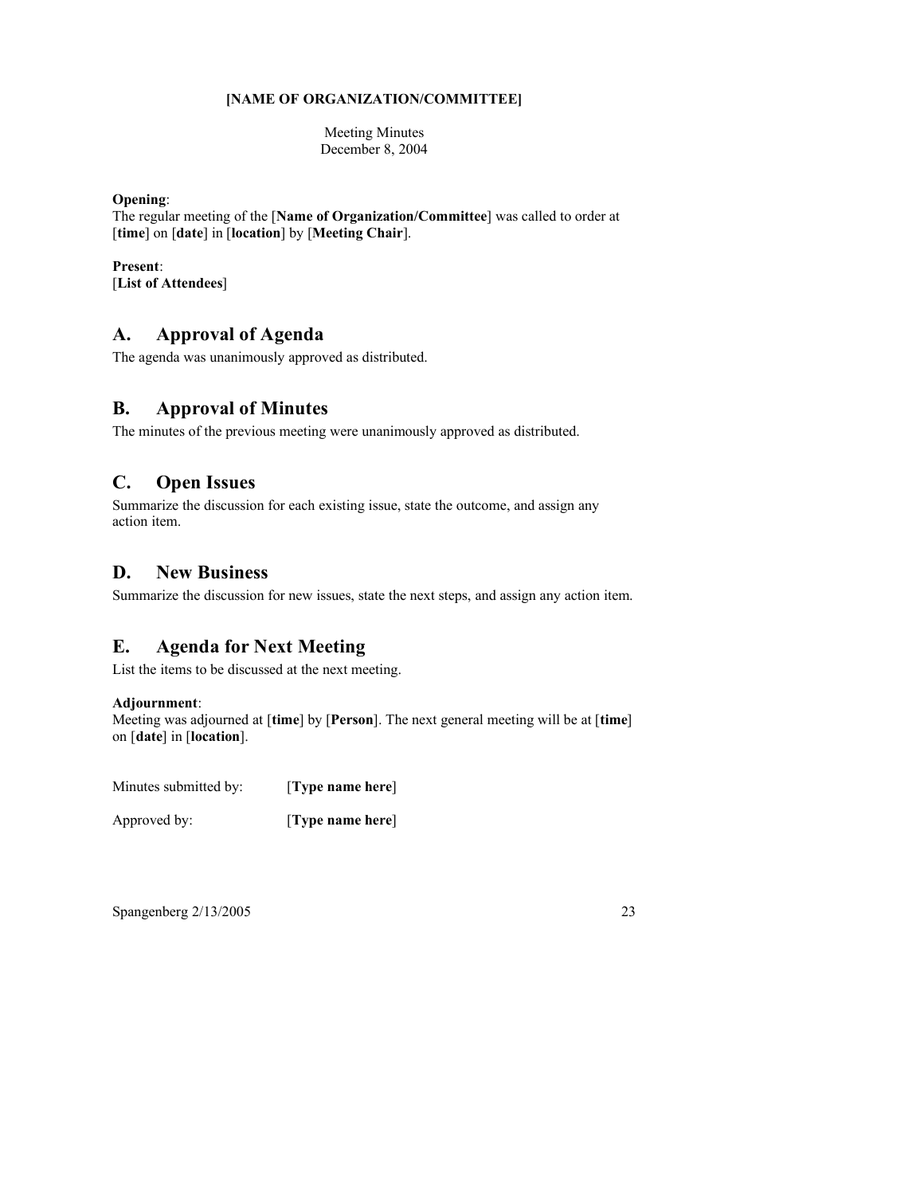**[NAME OF ORGANIZATION/COMMITTEE]**

Meeting Minutes
December 8, 2004

**Opening**:
The regular meeting of the [**Name of Organization/Committee**] was called to order at [**time**] on [**date**] in [**location**] by [**Meeting Chair**].

**Present**:
[**List of Attendees**]

## A. Approval of Agenda

The agenda was unanimously approved as distributed.

## B. Approval of Minutes

The minutes of the previous meeting were unanimously approved as distributed.

## C. Open Issues

Summarize the discussion for each existing issue, state the outcome, and assign any action item.

## D. New Business

Summarize the discussion for new issues, state the next steps, and assign any action item.

## E. Agenda for Next Meeting

List the items to be discussed at the next meeting.

**Adjournment**:
Meeting was adjourned at [**time**] by [**Person**]. The next general meeting will be at [**time**] on [**date**] in [**location**].

Minutes submitted by: [**Type name here**]

Approved by: [**Type name here**]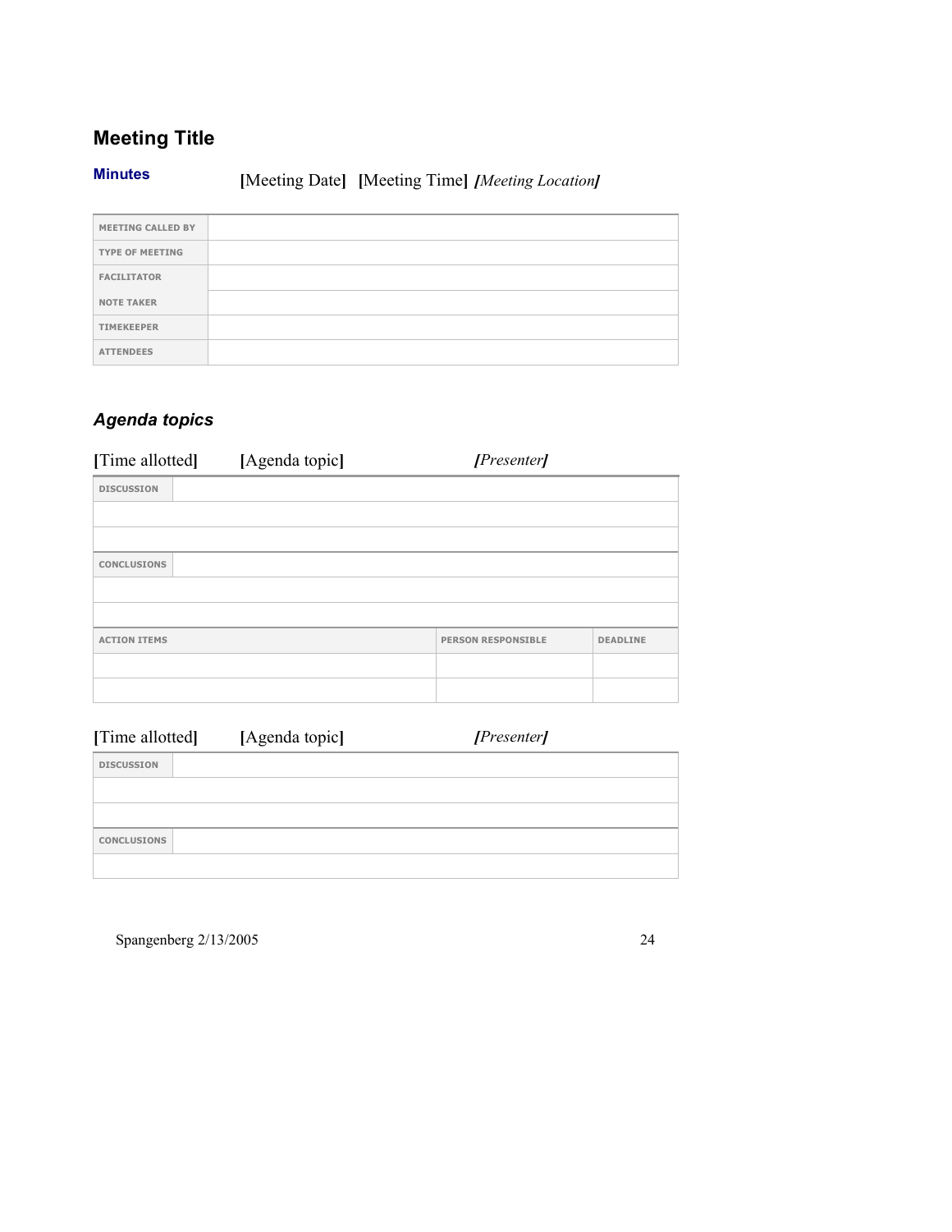## Meeting Title

**Minutes** [Meeting Date] [Meeting Time] *[Meeting Location]*

| | |
|---|---|
| MEETING CALLED BY | |
| TYPE OF MEETING | |
| FACILITATOR | |
| NOTE TAKER | |
| TIMEKEEPER | |
| ATTENDEES | |

### *Agenda topics*

[Time allotted] [Agenda topic] *[Presenter]*

| | |
|---|---|
| DISCUSSION | |
| | |
| | |
| CONCLUSIONS | |
| | |
| | |

| ACTION ITEMS | PERSON RESPONSIBLE | DEADLINE |
|---|---|---|
| | | |
| | | |

[Time allotted] [Agenda topic] *[Presenter]*

| | |
|---|---|
| DISCUSSION | |
| | |
| | |
| CONCLUSIONS | |
| | |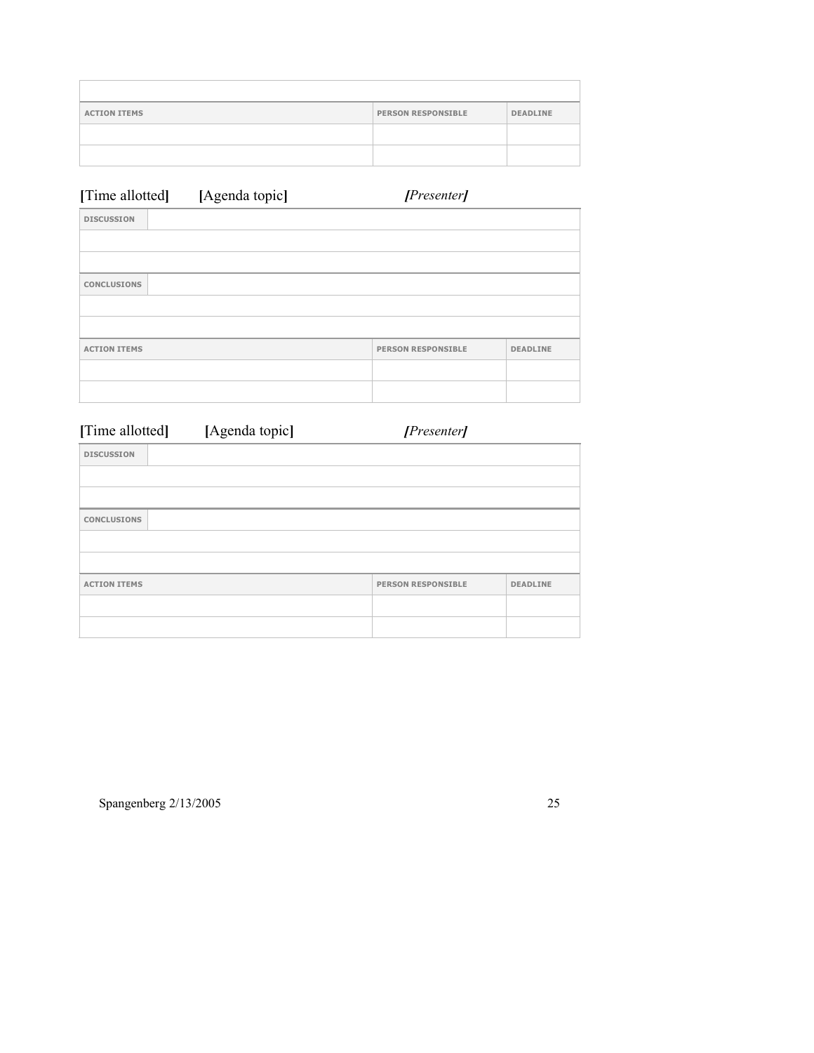| | | |
|---|---|---|
| | | |
| ACTION ITEMS | PERSON RESPONSIBLE | DEADLINE |
| | | |
| | | |

**[**Time allotted**]** **[**Agenda topic**]** ***[****Presenter****]***

| | |
|---|---|
| DISCUSSION | |
| | |
| | |
| CONCLUSIONS | |
| | |
| | |

| ACTION ITEMS | PERSON RESPONSIBLE | DEADLINE |
|---|---|---|
| | | |
| | | |

**[**Time allotted**]** **[**Agenda topic**]** ***[****Presenter****]***

| | |
|---|---|
| DISCUSSION | |
| | |
| | |
| CONCLUSIONS | |
| | |
| | |

| ACTION ITEMS | PERSON RESPONSIBLE | DEADLINE |
|---|---|---|
| | | |
| | | |